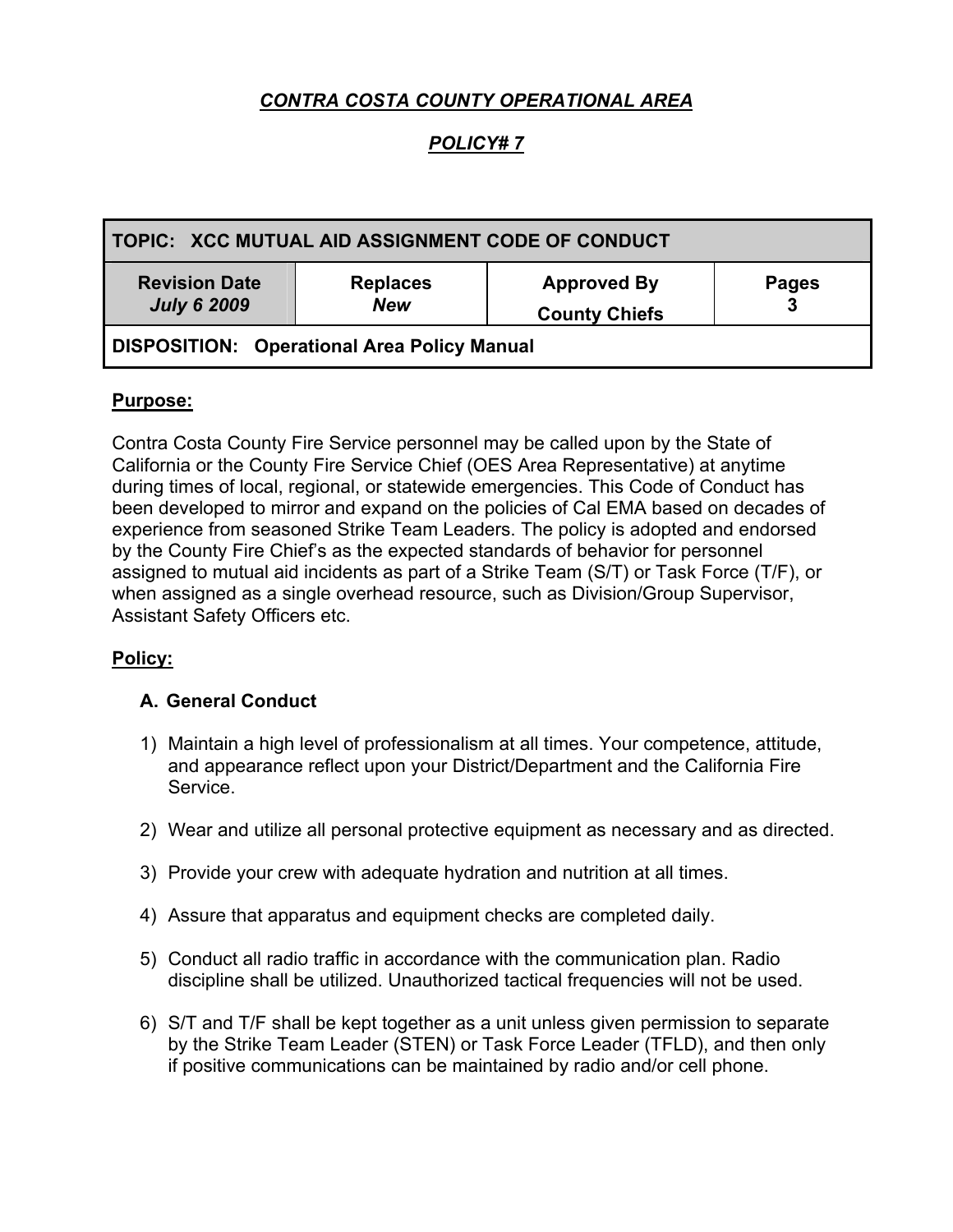## *CONTRA COSTA COUNTY OPERATIONAL AREA*

## *POLICY# 7*

| TOPIC: XCC MUTUAL AID ASSIGNMENT CODE OF CONDUCT | | | |
|---|---|---|---|
| **Revision Date** *July 6 2009* | **Replaces** *New* | **Approved By** **County Chiefs** | **Pages** **3** |
| **DISPOSITION: Operational Area Policy Manual** | | | |

**Purpose:**

Contra Costa County Fire Service personnel may be called upon by the State of California or the County Fire Service Chief (OES Area Representative) at anytime during times of local, regional, or statewide emergencies. This Code of Conduct has been developed to mirror and expand on the policies of Cal EMA based on decades of experience from seasoned Strike Team Leaders. The policy is adopted and endorsed by the County Fire Chief's as the expected standards of behavior for personnel assigned to mutual aid incidents as part of a Strike Team (S/T) or Task Force (T/F), or when assigned as a single overhead resource, such as Division/Group Supervisor, Assistant Safety Officers etc.

**Policy:**

**A. General Conduct**

1) Maintain a high level of professionalism at all times. Your competence, attitude, and appearance reflect upon your District/Department and the California Fire Service.

2) Wear and utilize all personal protective equipment as necessary and as directed.

3) Provide your crew with adequate hydration and nutrition at all times.

4) Assure that apparatus and equipment checks are completed daily.

5) Conduct all radio traffic in accordance with the communication plan. Radio discipline shall be utilized. Unauthorized tactical frequencies will not be used.

6) S/T and T/F shall be kept together as a unit unless given permission to separate by the Strike Team Leader (STEN) or Task Force Leader (TFLD), and then only if positive communications can be maintained by radio and/or cell phone.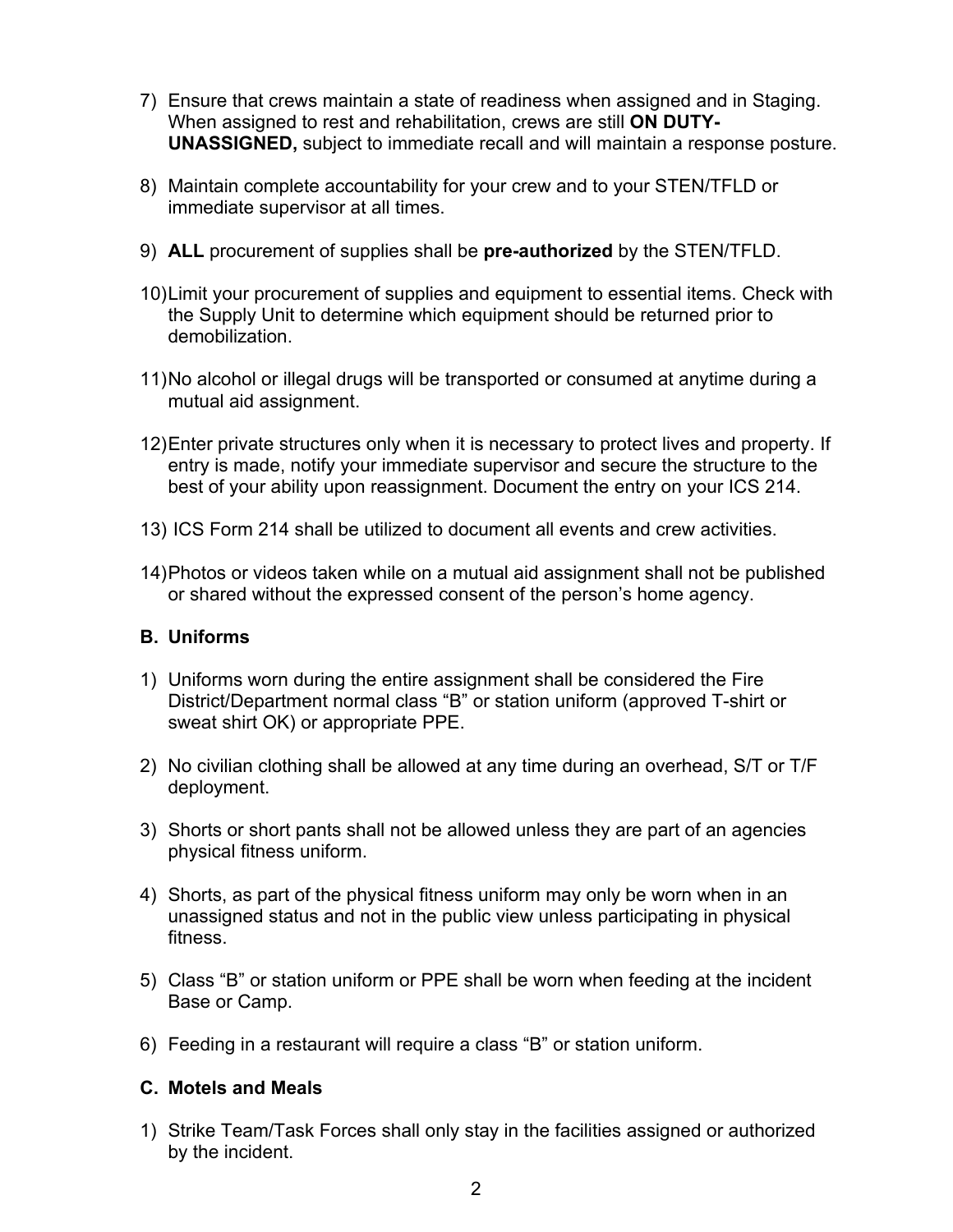7) Ensure that crews maintain a state of readiness when assigned and in Staging. When assigned to rest and rehabilitation, crews are still **ON DUTY-UNASSIGNED,** subject to immediate recall and will maintain a response posture.

8) Maintain complete accountability for your crew and to your STEN/TFLD or immediate supervisor at all times.

9) **ALL** procurement of supplies shall be **pre-authorized** by the STEN/TFLD.

10) Limit your procurement of supplies and equipment to essential items. Check with the Supply Unit to determine which equipment should be returned prior to demobilization.

11) No alcohol or illegal drugs will be transported or consumed at anytime during a mutual aid assignment.

12) Enter private structures only when it is necessary to protect lives and property. If entry is made, notify your immediate supervisor and secure the structure to the best of your ability upon reassignment. Document the entry on your ICS 214.

13) ICS Form 214 shall be utilized to document all events and crew activities.

14) Photos or videos taken while on a mutual aid assignment shall not be published or shared without the expressed consent of the person's home agency.

**B. Uniforms**

1) Uniforms worn during the entire assignment shall be considered the Fire District/Department normal class "B" or station uniform (approved T-shirt or sweat shirt OK) or appropriate PPE.

2) No civilian clothing shall be allowed at any time during an overhead, S/T or T/F deployment.

3) Shorts or short pants shall not be allowed unless they are part of an agencies physical fitness uniform.

4) Shorts, as part of the physical fitness uniform may only be worn when in an unassigned status and not in the public view unless participating in physical fitness.

5) Class "B" or station uniform or PPE shall be worn when feeding at the incident Base or Camp.

6) Feeding in a restaurant will require a class "B" or station uniform.

**C. Motels and Meals**

1) Strike Team/Task Forces shall only stay in the facilities assigned or authorized by the incident.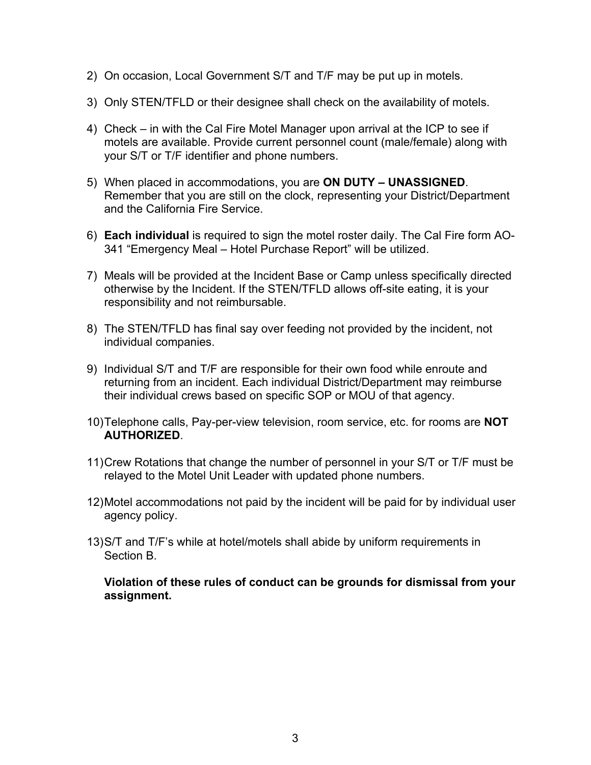2) On occasion, Local Government S/T and T/F may be put up in motels.

3) Only STEN/TFLD or their designee shall check on the availability of motels.

4) Check – in with the Cal Fire Motel Manager upon arrival at the ICP to see if motels are available. Provide current personnel count (male/female) along with your S/T or T/F identifier and phone numbers.

5) When placed in accommodations, you are **ON DUTY – UNASSIGNED**. Remember that you are still on the clock, representing your District/Department and the California Fire Service.

6) **Each individual** is required to sign the motel roster daily. The Cal Fire form AO-341 "Emergency Meal – Hotel Purchase Report" will be utilized.

7) Meals will be provided at the Incident Base or Camp unless specifically directed otherwise by the Incident. If the STEN/TFLD allows off-site eating, it is your responsibility and not reimbursable.

8) The STEN/TFLD has final say over feeding not provided by the incident, not individual companies.

9) Individual S/T and T/F are responsible for their own food while enroute and returning from an incident. Each individual District/Department may reimburse their individual crews based on specific SOP or MOU of that agency.

10) Telephone calls, Pay-per-view television, room service, etc. for rooms are **NOT AUTHORIZED**.

11) Crew Rotations that change the number of personnel in your S/T or T/F must be relayed to the Motel Unit Leader with updated phone numbers.

12) Motel accommodations not paid by the incident will be paid for by individual user agency policy.

13) S/T and T/F's while at hotel/motels shall abide by uniform requirements in Section B.

**Violation of these rules of conduct can be grounds for dismissal from your assignment.**